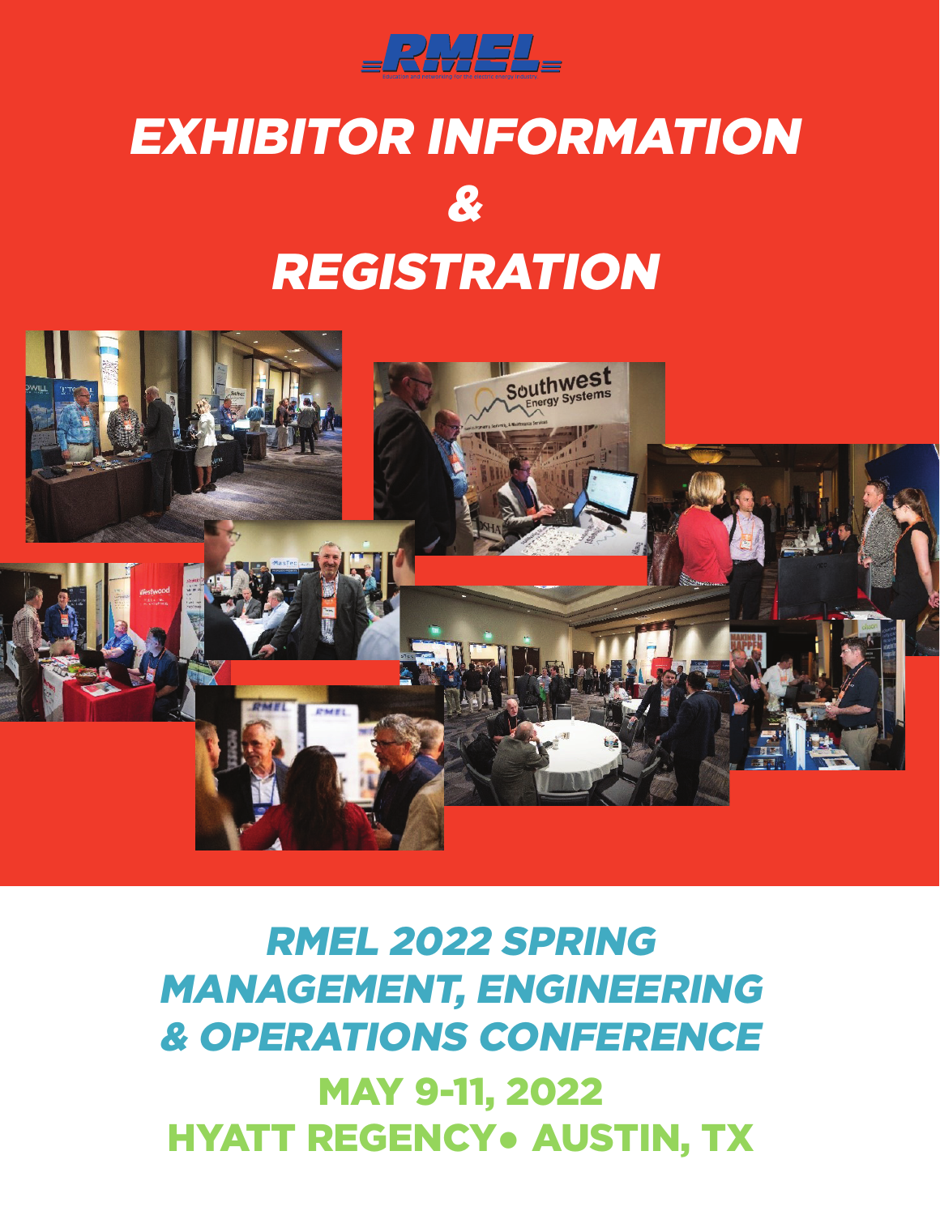RMEL

Education and networking for the electric energy industry

# EXHIBITOR INFORMATION & REGISTRATION

## RMEL 2022 SPRING MANAGEMENT, ENGINEERING & OPERATIONS CONFERENCE

**MAY 9-11, 2022**

**HYATT REGENCY• AUSTIN, TX**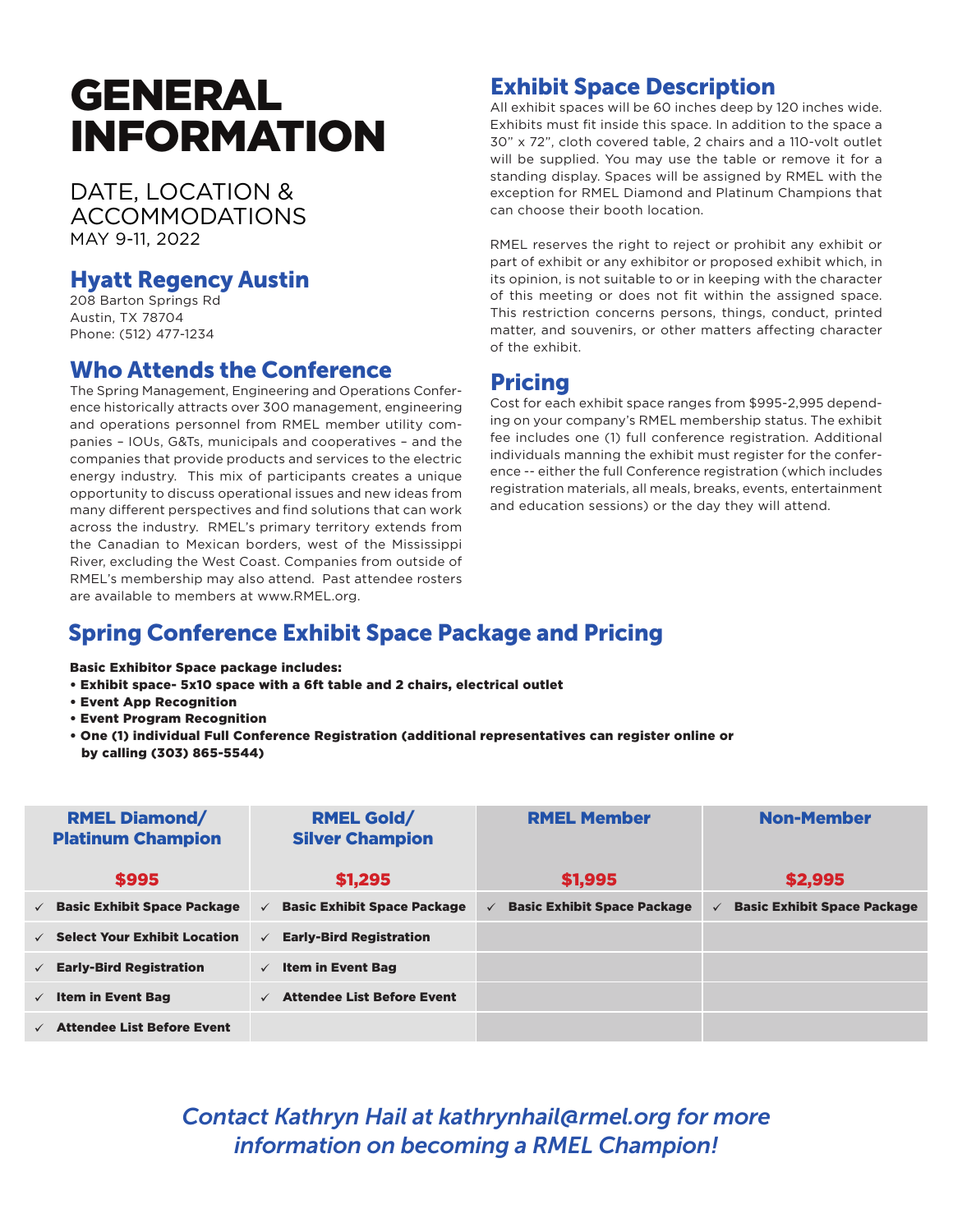# GENERAL INFORMATION

## DATE, LOCATION & ACCOMMODATIONS

MAY 9-11, 2022

### Hyatt Regency Austin

208 Barton Springs Rd
Austin, TX 78704
Phone: (512) 477-1234

### Who Attends the Conference

The Spring Management, Engineering and Operations Conference historically attracts over 300 management, engineering and operations personnel from RMEL member utility companies – IOUs, G&Ts, municipals and cooperatives – and the companies that provide products and services to the electric energy industry. This mix of participants creates a unique opportunity to discuss operational issues and new ideas from many different perspectives and find solutions that can work across the industry. RMEL's primary territory extends from the Canadian to Mexican borders, west of the Mississippi River, excluding the West Coast. Companies from outside of RMEL's membership may also attend. Past attendee rosters are available to members at www.RMEL.org.

### Exhibit Space Description

All exhibit spaces will be 60 inches deep by 120 inches wide. Exhibits must fit inside this space. In addition to the space a 30" x 72", cloth covered table, 2 chairs and a 110-volt outlet will be supplied. You may use the table or remove it for a standing display. Spaces will be assigned by RMEL with the exception for RMEL Diamond and Platinum Champions that can choose their booth location.

RMEL reserves the right to reject or prohibit any exhibit or part of exhibit or any exhibitor or proposed exhibit which, in its opinion, is not suitable to or in keeping with the character of this meeting or does not fit within the assigned space. This restriction concerns persons, things, conduct, printed matter, and souvenirs, or other matters affecting character of the exhibit.

### Pricing

Cost for each exhibit space ranges from $995-2,995 depending on your company's RMEL membership status. The exhibit fee includes one (1) full conference registration. Additional individuals manning the exhibit must register for the conference -- either the full Conference registration (which includes registration materials, all meals, breaks, events, entertainment and education sessions) or the day they will attend.

## Spring Conference Exhibit Space Package and Pricing

**Basic Exhibitor Space package includes:**

- **Exhibit space- 5x10 space with a 6ft table and 2 chairs, electrical outlet**
- **Event App Recognition**
- **Event Program Recognition**
- **One (1) individual Full Conference Registration (additional representatives can register online or by calling (303) 865-5544)**

| RMEL Diamond/ Platinum Champion<br>$995 | RMEL Gold/ Silver Champion<br>$1,295 | RMEL Member<br>$1,995 | Non-Member<br>$2,995 |
|---|---|---|---|
| ✓ Basic Exhibit Space Package | ✓ Basic Exhibit Space Package | ✓ Basic Exhibit Space Package | ✓ Basic Exhibit Space Package |
| ✓ Select Your Exhibit Location | ✓ Early-Bird Registration | | |
| ✓ Early-Bird Registration | ✓ Item in Event Bag | | |
| ✓ Item in Event Bag | ✓ Attendee List Before Event | | |
| ✓ Attendee List Before Event | | | |

*Contact Kathryn Hail at kathrynhail@rmel.org for more information on becoming a RMEL Champion!*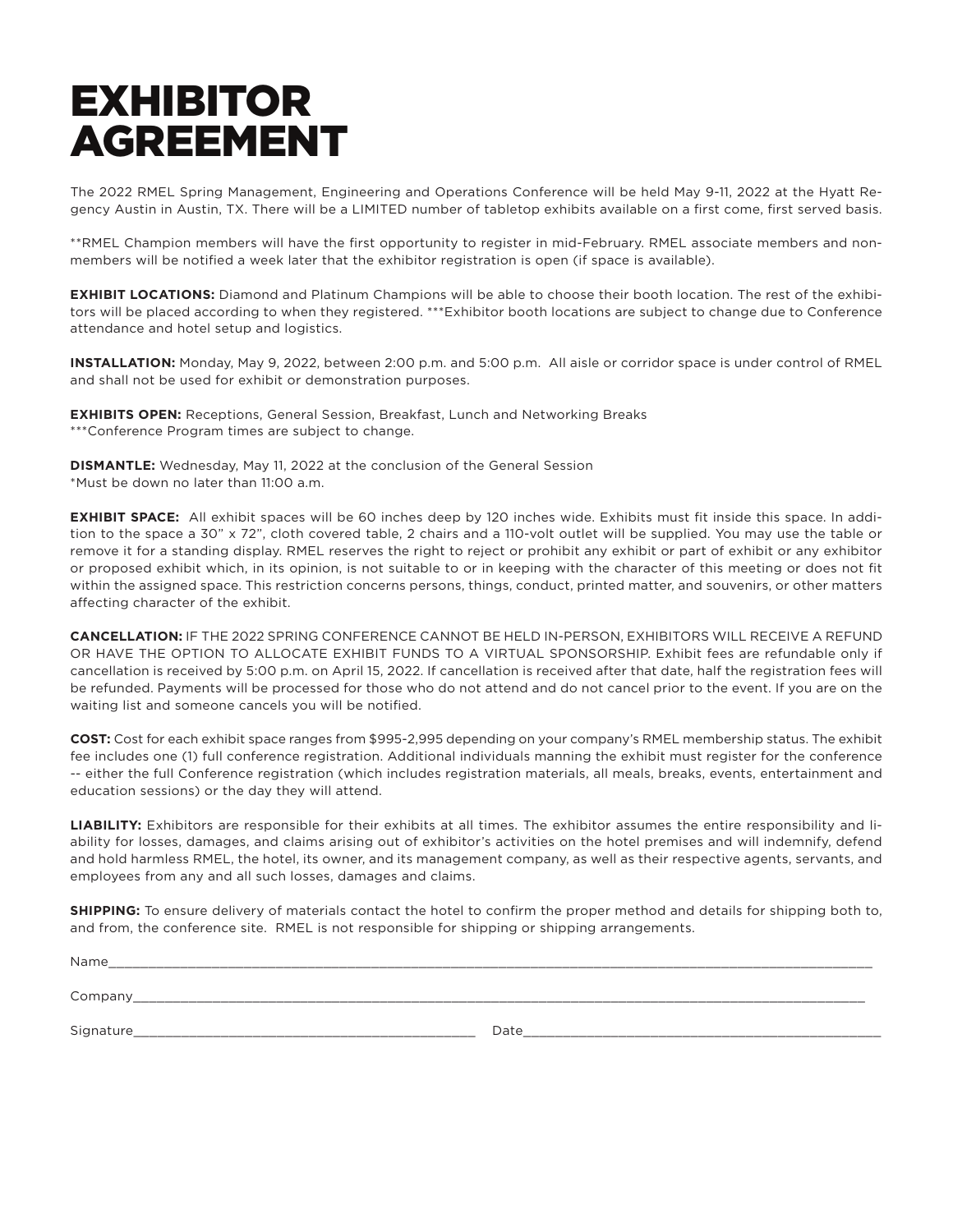# EXHIBITOR AGREEMENT

The 2022 RMEL Spring Management, Engineering and Operations Conference will be held May 9-11, 2022 at the Hyatt Regency Austin in Austin, TX. There will be a LIMITED number of tabletop exhibits available on a first come, first served basis.

**RMEL Champion members will have the first opportunity to register in mid-February. RMEL associate members and non-members will be notified a week later that the exhibitor registration is open (if space is available).

**EXHIBIT LOCATIONS:** Diamond and Platinum Champions will be able to choose their booth location. The rest of the exhibitors will be placed according to when they registered. ***Exhibitor booth locations are subject to change due to Conference attendance and hotel setup and logistics.

**INSTALLATION:** Monday, May 9, 2022, between 2:00 p.m. and 5:00 p.m. All aisle or corridor space is under control of RMEL and shall not be used for exhibit or demonstration purposes.

**EXHIBITS OPEN:** Receptions, General Session, Breakfast, Lunch and Networking Breaks
***Conference Program times are subject to change.

**DISMANTLE:** Wednesday, May 11, 2022 at the conclusion of the General Session
*Must be down no later than 11:00 a.m.

**EXHIBIT SPACE:** All exhibit spaces will be 60 inches deep by 120 inches wide. Exhibits must fit inside this space. In addition to the space a 30" x 72", cloth covered table, 2 chairs and a 110-volt outlet will be supplied. You may use the table or remove it for a standing display. RMEL reserves the right to reject or prohibit any exhibit or part of exhibit or any exhibitor or proposed exhibit which, in its opinion, is not suitable to or in keeping with the character of this meeting or does not fit within the assigned space. This restriction concerns persons, things, conduct, printed matter, and souvenirs, or other matters affecting character of the exhibit.

**CANCELLATION:** IF THE 2022 SPRING CONFERENCE CANNOT BE HELD IN-PERSON, EXHIBITORS WILL RECEIVE A REFUND OR HAVE THE OPTION TO ALLOCATE EXHIBIT FUNDS TO A VIRTUAL SPONSORSHIP. Exhibit fees are refundable only if cancellation is received by 5:00 p.m. on April 15, 2022. If cancellation is received after that date, half the registration fees will be refunded. Payments will be processed for those who do not attend and do not cancel prior to the event. If you are on the waiting list and someone cancels you will be notified.

**COST:** Cost for each exhibit space ranges from $995-2,995 depending on your company's RMEL membership status. The exhibit fee includes one (1) full conference registration. Additional individuals manning the exhibit must register for the conference -- either the full Conference registration (which includes registration materials, all meals, breaks, events, entertainment and education sessions) or the day they will attend.

**LIABILITY:** Exhibitors are responsible for their exhibits at all times. The exhibitor assumes the entire responsibility and liability for losses, damages, and claims arising out of exhibitor's activities on the hotel premises and will indemnify, defend and hold harmless RMEL, the hotel, its owner, and its management company, as well as their respective agents, servants, and employees from any and all such losses, damages and claims.

**SHIPPING:** To ensure delivery of materials contact the hotel to confirm the proper method and details for shipping both to, and from, the conference site. RMEL is not responsible for shipping or shipping arrangements.

Name\_\_\_\_\_\_\_\_\_\_\_\_\_\_\_\_\_\_\_\_\_\_\_\_\_\_\_\_\_\_\_\_\_\_\_\_\_\_\_\_

Company\_\_\_\_\_\_\_\_\_\_\_\_\_\_\_\_\_\_\_\_\_\_\_\_\_\_\_\_\_\_\_\_\_\_\_\_\_\_\_\_

Signature\_\_\_\_\_\_\_\_\_\_\_\_\_\_\_\_\_\_\_\_\_\_\_\_ Date\_\_\_\_\_\_\_\_\_\_\_\_\_\_\_\_\_\_\_\_\_\_\_\_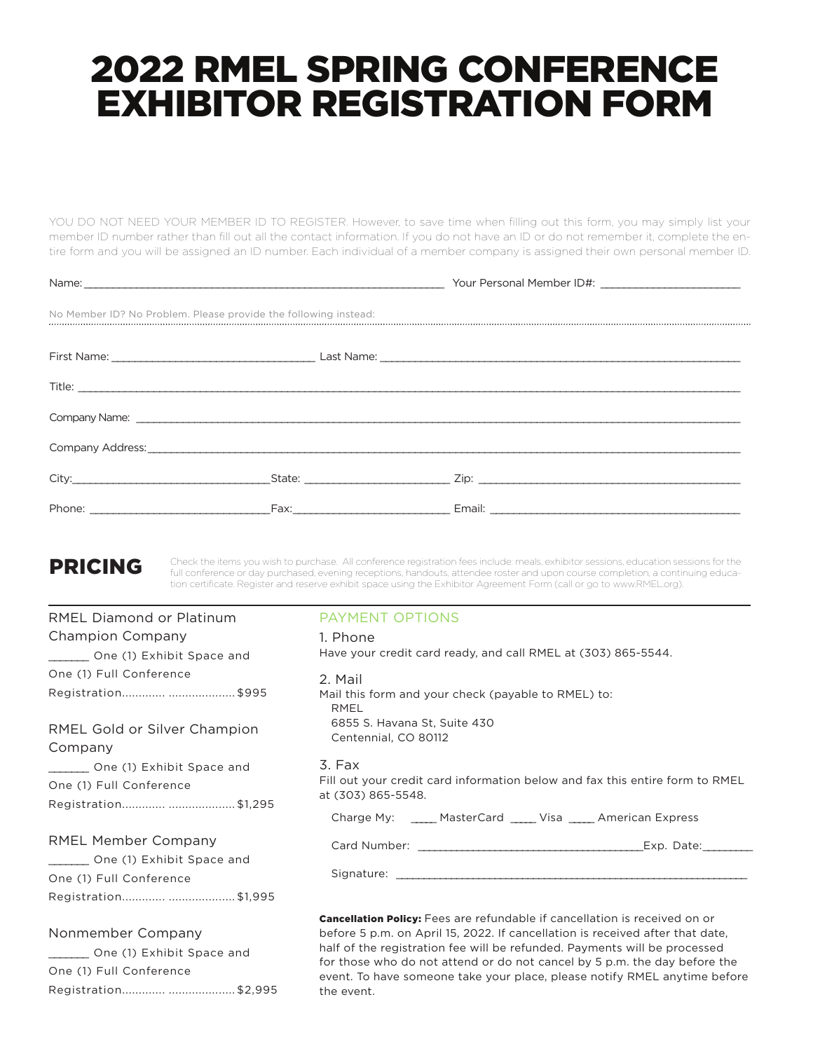# 2022 RMEL SPRING CONFERENCE EXHIBITOR REGISTRATION FORM

YOU DO NOT NEED YOUR MEMBER ID TO REGISTER. However, to save time when filling out this form, you may simply list your member ID number rather than fill out all the contact information. If you do not have an ID or do not remember it, complete the entire form and you will be assigned an ID number. Each individual of a member company is assigned their own personal member ID.

Name: ____________________________________________ Your Personal Member ID#: ____________________

No Member ID? No Problem. Please provide the following instead:

First Name: ______________________________ Last Name: ____________________________________________

Title: __________________________________________________________________________________________

Company Name: ________________________________________________________________________________

Company Address: ______________________________________________________________________________

City: ____________________________ State: ____________________ Zip: ______________________________

Phone: __________________________ Fax: ______________________ Email: ____________________________

## PRICING

Check the items you wish to purchase. All conference registration fees include: meals, exhibitor sessions, education sessions for the full conference or day purchased, evening receptions, handouts, attendee roster and upon course completion, a continuing education certificate. Register and reserve exhibit space using the Exhibitor Agreement Form (call or go to www.RMEL.org).

RMEL Diamond or Platinum Champion Company

______ One (1) Exhibit Space and One (1) Full Conference Registration............. ....................$995

RMEL Gold or Silver Champion Company

______ One (1) Exhibit Space and One (1) Full Conference Registration............. ....................$1,295

RMEL Member Company

______ One (1) Exhibit Space and One (1) Full Conference Registration............. ....................$1,995

Nonmember Company

______ One (1) Exhibit Space and One (1) Full Conference Registration............. ....................$2,995

### PAYMENT OPTIONS

1. Phone
Have your credit card ready, and call RMEL at (303) 865-5544.

2. Mail
Mail this form and your check (payable to RMEL) to:
RMEL
6855 S. Havana St, Suite 430
Centennial, CO 80112

3. Fax
Fill out your credit card information below and fax this entire form to RMEL at (303) 865-5548.

Charge My: ____ MasterCard ____ Visa ____ American Express

Card Number: ________________________________ Exp. Date: ________

Signature: ______________________________________________________

**Cancellation Policy:** Fees are refundable if cancellation is received on or before 5 p.m. on April 15, 2022. If cancellation is received after that date, half of the registration fee will be refunded. Payments will be processed for those who do not attend or do not cancel by 5 p.m. the day before the event. To have someone take your place, please notify RMEL anytime before the event.